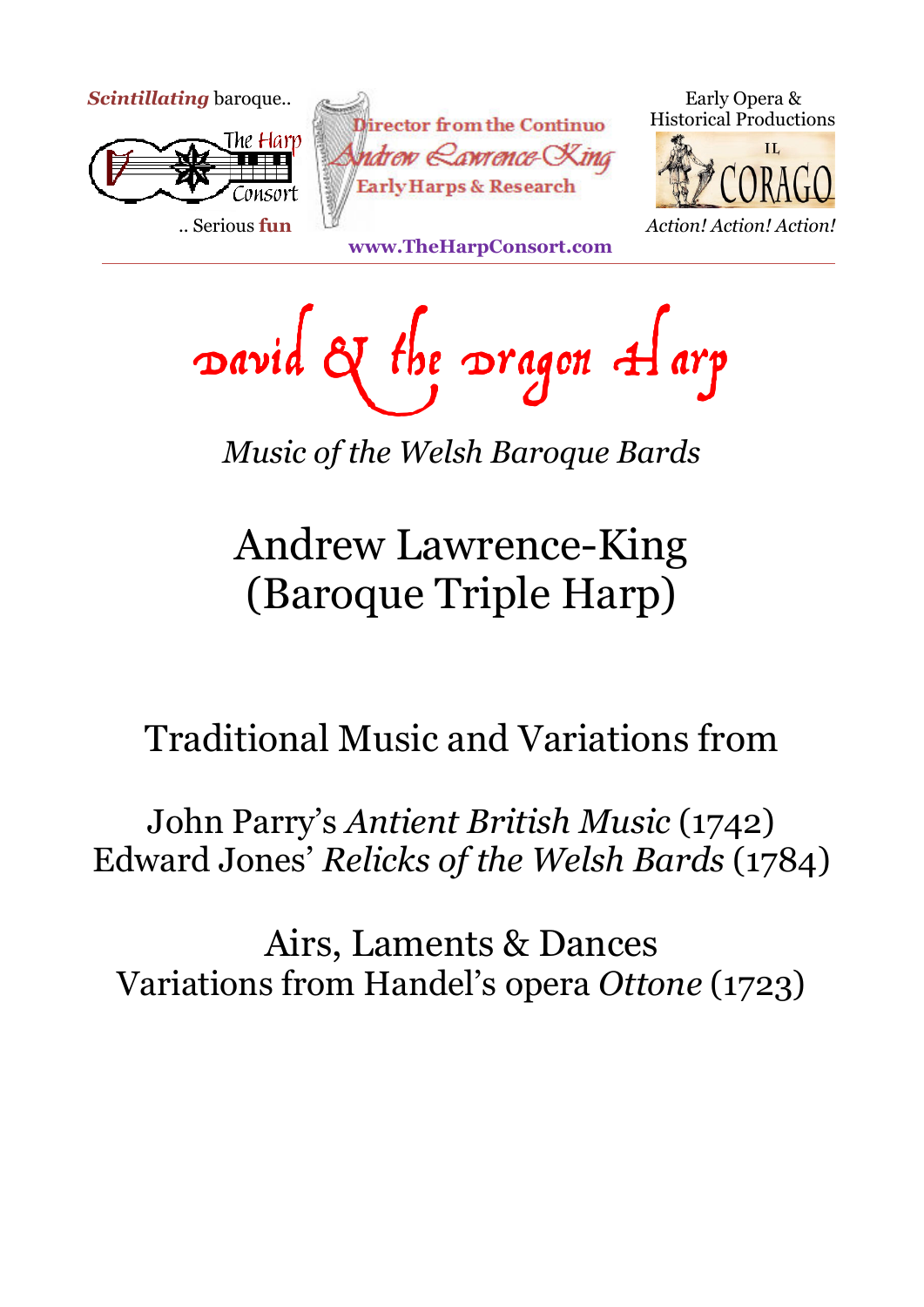*Scintillating* baroque..

The Harp Consort

.. Serious **fun**

**Director from the Continuo**

*Andrew Lawrence-King*

**Early Harps & Research**

**www.TheHarpConsort.com**

Early Opera & Historical Productions

IL CORAGO

*Action! Action! Action!*

# David & the Dragon Harp

*Music of the Welsh Baroque Bards*

## Andrew Lawrence-King (Baroque Triple Harp)

Traditional Music and Variations from

John Parry's *Antient British Music* (1742)
Edward Jones' *Relicks of the Welsh Bards* (1784)

Airs, Laments & Dances
Variations from Handel's opera *Ottone* (1723)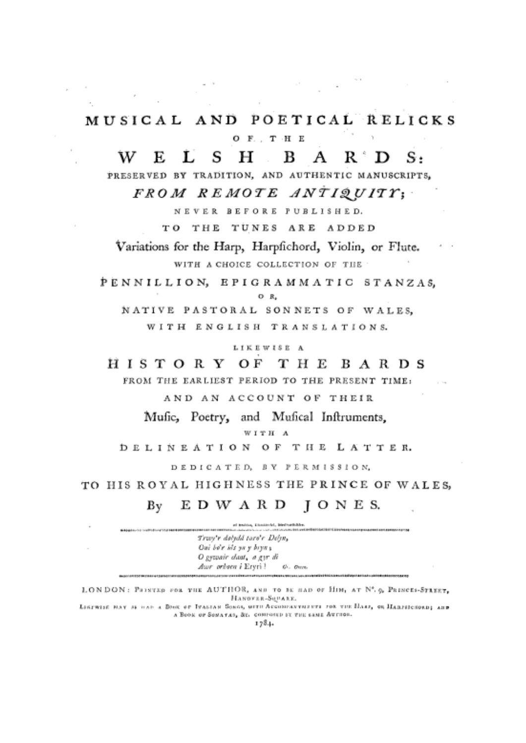# MUSICAL AND POETICAL RELICKS

OF THE

# WELSH BARDS:

PRESERVED BY TRADITION, AND AUTHENTIC MANUSCRIPTS,

*FROM REMOTE ANTIQUITY;*

NEVER BEFORE PUBLISHED.

TO THE TUNES ARE ADDED

Variations for the Harp, Harpſichord, Violin, or Flute.

WITH A CHOICE COLLECTION OF THE

PENNILLION, EPIGRAMMATIC STANZAS,

OR,

NATIVE PASTORAL SONNETS OF WALES,

WITH ENGLISH TRANSLATIONS.

LIKEWISE A

## HISTORY OF THE BARDS

FROM THE EARLIEST PERIOD TO THE PRESENT TIME:

AND AN ACCOUNT OF THEIR

Muſic, Poetry, and Muſical Inſtruments,

WITH A

DELINEATION OF THE LATTER.

DEDICATED, BY PERMISSION,

TO HIS ROYAL HIGHNESS THE PRINCE OF WALES,

By EDWARD JONES.

of Henblas, Llandervel, Merionethshire.

---

*Trwy'r dolydd taro'r Delyn,*
*Oni bo'r ôl yn y bryn;*
*O gywair dant, a gyr di*
*Awr orhoen i Eryri!*　　G. Owen.

---

LONDON: PRINTED FOR THE AUTHOR, AND TO BE HAD OF HIM, AT Nº. 9, PRINCES-STREET, HANOVER-SQUARE.

LIKEWISE MAY BE HAD A BOOK OF ITALIAN SONGS, WITH ACCOMPANYMENTS FOR THE HARP, OR HARPSICHORD; AND A BOOK OF SONATAS, &c. COMPOSED BY THE SAME AUTHOR.

1784.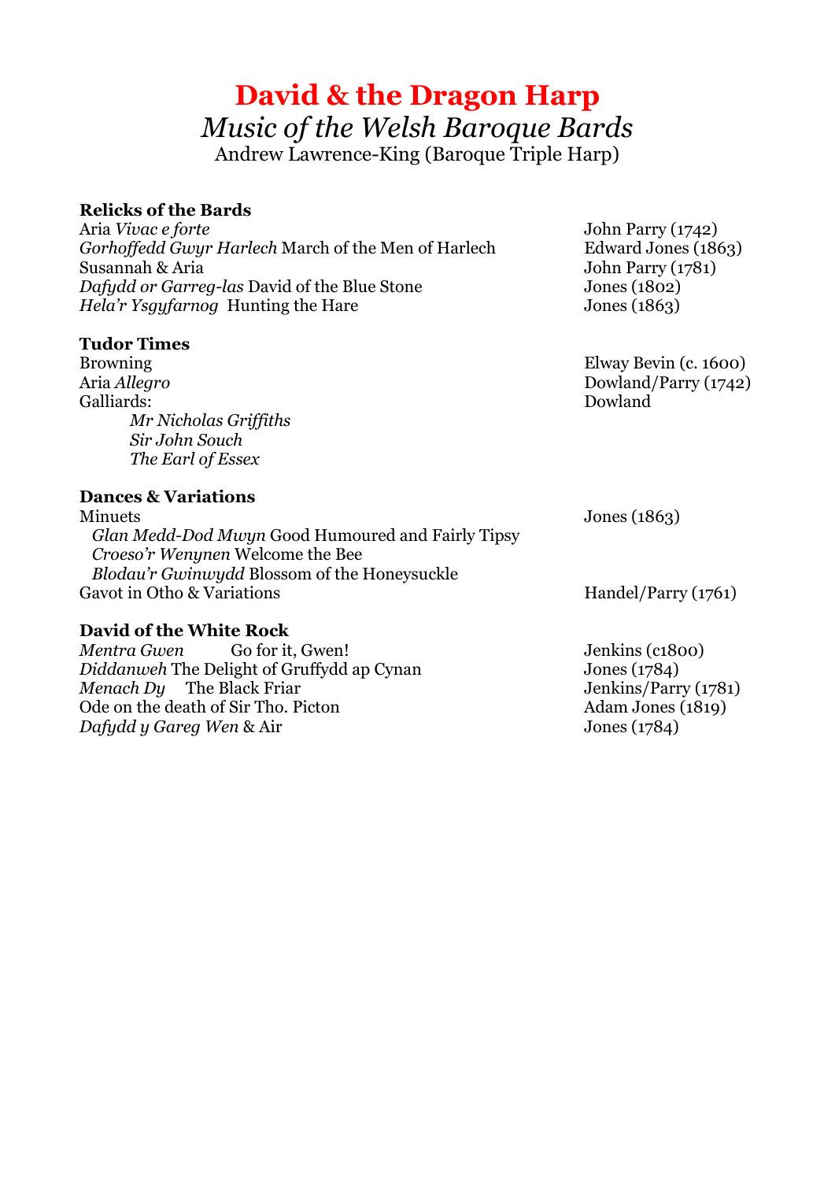# David & the Dragon Harp

## *Music of the Welsh Baroque Bards*

Andrew Lawrence-King (Baroque Triple Harp)

**Relicks of the Bards**

| | |
|---|---|
| Aria *Vivac e forte* | John Parry (1742) |
| *Gorhoffedd Gwyr Harlech* March of the Men of Harlech | Edward Jones (1863) |
| Susannah & Aria | John Parry (1781) |
| *Dafydd or Garreg-las* David of the Blue Stone | Jones (1802) |
| *Hela'r Ysgyfarnog* Hunting the Hare | Jones (1863) |

**Tudor Times**

| | |
|---|---|
| Browning | Elway Bevin (c. 1600) |
| Aria *Allegro* | Dowland/Parry (1742) |
| Galliards: | Dowland |
| *Mr Nicholas Griffiths* | |
| *Sir John Souch* | |
| *The Earl of Essex* | |

**Dances & Variations**

| | |
|---|---|
| Minuets | Jones (1863) |
| *Glan Medd-Dod Mwyn* Good Humoured and Fairly Tipsy | |
| *Croeso'r Wenynen* Welcome the Bee | |
| *Blodau'r Gwinwydd* Blossom of the Honeysuckle | |
| Gavot in Otho & Variations | Handel/Parry (1761) |

**David of the White Rock**

| | |
|---|---|
| *Mentra Gwen* Go for it, Gwen! | Jenkins (c1800) |
| *Diddanweh* The Delight of Gruffydd ap Cynan | Jones (1784) |
| *Menach Dy* The Black Friar | Jenkins/Parry (1781) |
| Ode on the death of Sir Tho. Picton | Adam Jones (1819) |
| *Dafydd y Gareg Wen* & Air | Jones (1784) |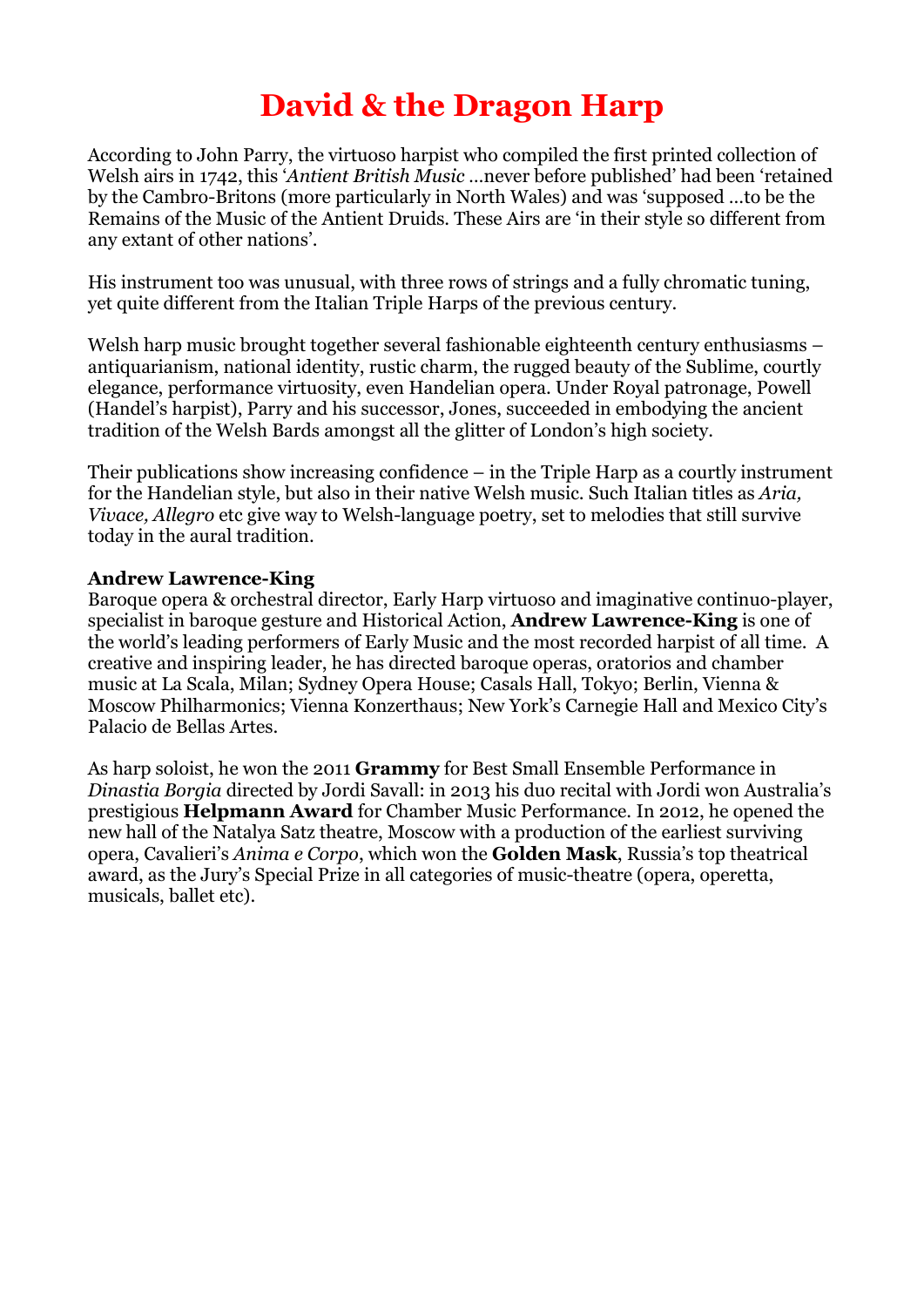# David & the Dragon Harp

According to John Parry, the virtuoso harpist who compiled the first printed collection of Welsh airs in 1742, this '*Antient British Music* ...never before published' had been 'retained by the Cambro-Britons (more particularly in North Wales) and was 'supposed ...to be the Remains of the Music of the Antient Druids. These Airs are 'in their style so different from any extant of other nations'.

His instrument too was unusual, with three rows of strings and a fully chromatic tuning, yet quite different from the Italian Triple Harps of the previous century.

Welsh harp music brought together several fashionable eighteenth century enthusiasms – antiquarianism, national identity, rustic charm, the rugged beauty of the Sublime, courtly elegance, performance virtuosity, even Handelian opera. Under Royal patronage, Powell (Handel's harpist), Parry and his successor, Jones, succeeded in embodying the ancient tradition of the Welsh Bards amongst all the glitter of London's high society.

Their publications show increasing confidence – in the Triple Harp as a courtly instrument for the Handelian style, but also in their native Welsh music. Such Italian titles as *Aria, Vivace, Allegro* etc give way to Welsh-language poetry, set to melodies that still survive today in the aural tradition.

**Andrew Lawrence-King**
Baroque opera & orchestral director, Early Harp virtuoso and imaginative continuo-player, specialist in baroque gesture and Historical Action, **Andrew Lawrence-King** is one of the world's leading performers of Early Music and the most recorded harpist of all time. A creative and inspiring leader, he has directed baroque operas, oratorios and chamber music at La Scala, Milan; Sydney Opera House; Casals Hall, Tokyo; Berlin, Vienna & Moscow Philharmonics; Vienna Konzerthaus; New York's Carnegie Hall and Mexico City's Palacio de Bellas Artes.

As harp soloist, he won the 2011 **Grammy** for Best Small Ensemble Performance in *Dinastia Borgia* directed by Jordi Savall: in 2013 his duo recital with Jordi won Australia's prestigious **Helpmann Award** for Chamber Music Performance. In 2012, he opened the new hall of the Natalya Satz theatre, Moscow with a production of the earliest surviving opera, Cavalieri's *Anima e Corpo*, which won the **Golden Mask**, Russia's top theatrical award, as the Jury's Special Prize in all categories of music-theatre (opera, operetta, musicals, ballet etc).